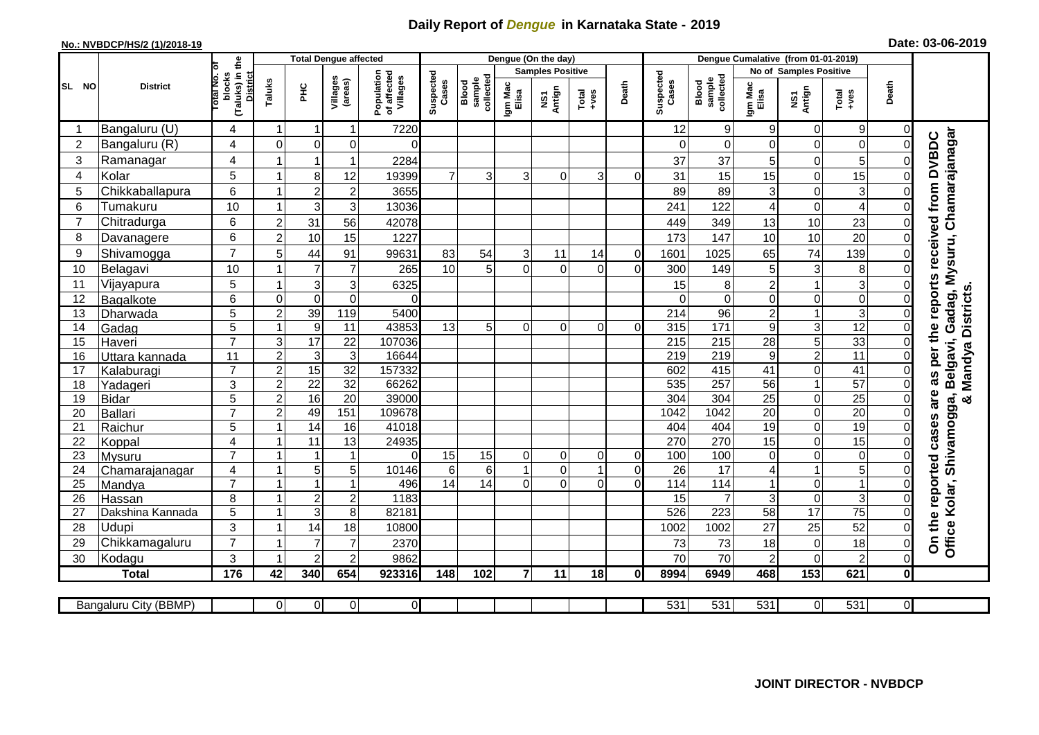# Daily Report of *Dengue* in Karnataka State - 2019

**No.: NVBDCP/HS/2 (1)/2018-19**

**Date: 03-06-2019**

| SL NO | District | Total No. of blocks (Taluks) in the District | Total Dengue affected | | | | Dengue (On the day) | | | | | | Dengue Cumalative (from 01-01-2019) | | | | | | |
|---|---|---|---|---|---|---|---|---|---|---|---|---|---|---|---|---|---|---|---|
| | | | Taluks | PHC | Villages (areas) | Population of affected Villages | Suspected Cases | Blood sample collected | Samples Positive | | | Death | Suspected Cases | Blood sample collected | No of Samples Positive | | | Death | |
| | | | | | | | | | Igm Mac Elisa | NS1 Antign | Total +ves | | | | Igm Mac Elisa | NS1 Antign | Total +ves | | |
| 1 | Bangaluru (U) | 4 | 1 | 1 | 1 | 7220 | | | | | | | 12 | 9 | 9 | 0 | 9 | 0 | On the reported cases are as per the reports received from DVBDC Office Kolar, Shivamogga, Belgavi, Gadag, Mysuru, Chamarajanagar & Mandya Districts. |
| 2 | Bangaluru (R) | 4 | 0 | 0 | 0 | 0 | | | | | | | 0 | 0 | 0 | 0 | 0 | 0 | |
| 3 | Ramanagar | 4 | 1 | 1 | 1 | 2284 | | | | | | | 37 | 37 | 5 | 0 | 5 | 0 | |
| 4 | Kolar | 5 | 1 | 8 | 12 | 19399 | 7 | 3 | 3 | 0 | 3 | 0 | 31 | 15 | 15 | 0 | 15 | 0 | |
| 5 | Chikkaballapura | 6 | 1 | 2 | 2 | 3655 | | | | | | | 89 | 89 | 3 | 0 | 3 | 0 | |
| 6 | Tumakuru | 10 | 1 | 3 | 3 | 13036 | | | | | | | 241 | 122 | 4 | 0 | 4 | 0 | |
| 7 | Chitradurga | 6 | 2 | 31 | 56 | 42078 | | | | | | | 449 | 349 | 13 | 10 | 23 | 0 | |
| 8 | Davanagere | 6 | 2 | 10 | 15 | 1227 | | | | | | | 173 | 147 | 10 | 10 | 20 | 0 | |
| 9 | Shivamogga | 7 | 5 | 44 | 91 | 99631 | 83 | 54 | 3 | 11 | 14 | 0 | 1601 | 1025 | 65 | 74 | 139 | 0 | |
| 10 | Belagavi | 10 | 1 | 7 | 7 | 265 | 10 | 5 | 0 | 0 | 0 | 0 | 300 | 149 | 5 | 3 | 8 | 0 | |
| 11 | Vijayapura | 5 | 1 | 3 | 3 | 6325 | | | | | | | 15 | 8 | 2 | 1 | 3 | 0 | |
| 12 | Bagalkote | 6 | 0 | 0 | 0 | 0 | | | | | | | 0 | 0 | 0 | 0 | 0 | 0 | |
| 13 | Dharwada | 5 | 2 | 39 | 119 | 5400 | | | | | | | 214 | 96 | 2 | 1 | 3 | 0 | |
| 14 | Gadag | 5 | 1 | 9 | 11 | 43853 | 13 | 5 | 0 | 0 | 0 | 0 | 315 | 171 | 9 | 3 | 12 | 0 | |
| 15 | Haveri | 7 | 3 | 17 | 22 | 107036 | | | | | | | 215 | 215 | 28 | 5 | 33 | 0 | |
| 16 | Uttara kannada | 11 | 2 | 3 | 3 | 16644 | | | | | | | 219 | 219 | 9 | 2 | 11 | 0 | |
| 17 | Kalaburagi | 7 | 2 | 15 | 32 | 157332 | | | | | | | 602 | 415 | 41 | 0 | 41 | 0 | |
| 18 | Yadageri | 3 | 2 | 22 | 32 | 66262 | | | | | | | 535 | 257 | 56 | 1 | 57 | 0 | |
| 19 | Bidar | 5 | 2 | 16 | 20 | 39000 | | | | | | | 304 | 304 | 25 | 0 | 25 | 0 | |
| 20 | Ballari | 7 | 2 | 49 | 151 | 109678 | | | | | | | 1042 | 1042 | 20 | 0 | 20 | 0 | |
| 21 | Raichur | 5 | 1 | 14 | 16 | 41018 | | | | | | | 404 | 404 | 19 | 0 | 19 | 0 | |
| 22 | Koppal | 4 | 1 | 11 | 13 | 24935 | | | | | | | 270 | 270 | 15 | 0 | 15 | 0 | |
| 23 | Mysuru | 7 | 1 | 1 | 1 | 0 | 15 | 15 | 0 | 0 | 0 | 0 | 100 | 100 | 0 | 0 | 0 | 0 | |
| 24 | Chamarajanagar | 4 | 1 | 5 | 5 | 10146 | 6 | 6 | 1 | 0 | 1 | 0 | 26 | 17 | 4 | 1 | 5 | 0 | |
| 25 | Mandya | 7 | 1 | 1 | 1 | 496 | 14 | 14 | 0 | 0 | 0 | 0 | 114 | 114 | 1 | 0 | 1 | 0 | |
| 26 | Hassan | 8 | 1 | 2 | 2 | 1183 | | | | | | | 15 | 7 | 3 | 0 | 3 | 0 | |
| 27 | Dakshina Kannada | 5 | 1 | 3 | 8 | 82181 | | | | | | | 526 | 223 | 58 | 17 | 75 | 0 | |
| 28 | Udupi | 3 | 1 | 14 | 18 | 10800 | | | | | | | 1002 | 1002 | 27 | 25 | 52 | 0 | |
| 29 | Chikkamagaluru | 7 | 1 | 7 | 7 | 2370 | | | | | | | 73 | 73 | 18 | 0 | 18 | 0 | |
| 30 | Kodagu | 3 | 1 | 2 | 2 | 9862 | | | | | | | 70 | 70 | 2 | 0 | 2 | 0 | |
| | **Total** | **176** | **42** | **340** | **654** | **923316** | **148** | **102** | **7** | **11** | **18** | **0** | **8994** | **6949** | **468** | **153** | **621** | **0** | |

| Bangaluru City (BBMP) | | 0 | 0 | 0 | 0 | | | | | | | 531 | 531 | 531 | 0 | 531 | 0 |
|---|---|---|---|---|---|---|---|---|---|---|---|---|---|---|---|---|---|

**JOINT DIRECTOR - NVBDCP**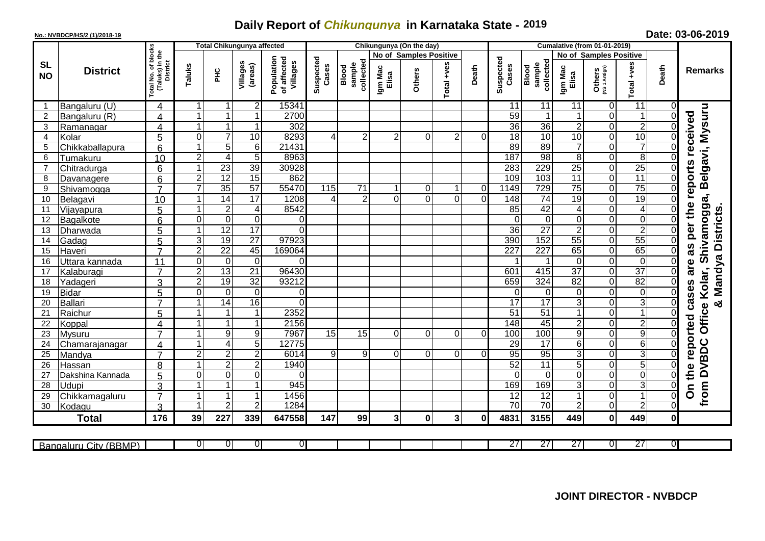# Daily Report of *Chikungunya* in Karnataka State - 2019

**No.: NVBDCP/HS/2 (1)/2018-19**

**Date: 03-06-2019**

| SL NO | District | Total No. of blocks (Taluks) in the District | Total Chikungunya affected | | | | Chikungunya (On the day) | | | | | | | Cumalative (from 01-01-2019) | | | | | | Remarks |
|---|---|---|---|---|---|---|---|---|---|---|---|---|---|---|---|---|---|---|---|---|
| | | | Taluks | PHC | Villages (areas) | Population of affected Villages | Suspected Cases | Blood sample collected | No of Samples Positive | | | Death | Suspected Cases | Blood sample collected | No of Samples Positive | | | Death | |
| | | | | | | | | | Igm Mac Elisa | Others | Total +ves | | | | Igm Mac Elisa | Others (NS 1 Antign) | Total +ves | | |
| 1 | Bangaluru (U) | 4 | 1 | 1 | 2 | 15341 | | | | | | | 11 | 11 | 11 | 0 | 11 | 0 | On the reported cases are as per the reports received from DVBDC Office Kolar, Shivamogga, Belgavi, Mysuru & Mandya Districts. |
| 2 | Bangaluru (R) | 4 | 1 | 1 | 1 | 2700 | | | | | | | 59 | 1 | 1 | 0 | 1 | 0 | |
| 3 | Ramanagar | 4 | 1 | 1 | 1 | 302 | | | | | | | 36 | 36 | 2 | 0 | 2 | 0 | |
| 4 | Kolar | 5 | 0 | 7 | 10 | 8293 | 4 | 2 | 2 | 0 | 2 | 0 | 18 | 10 | 10 | 0 | 10 | 0 | |
| 5 | Chikkaballapura | 6 | 1 | 5 | 6 | 21431 | | | | | | | 89 | 89 | 7 | 0 | 7 | 0 | |
| 6 | Tumakuru | 10 | 2 | 4 | 5 | 8963 | | | | | | | 187 | 98 | 8 | 0 | 8 | 0 | |
| 7 | Chitradurga | 6 | 1 | 23 | 39 | 30928 | | | | | | | 283 | 229 | 25 | 0 | 25 | 0 | |
| 8 | Davanagere | 6 | 2 | 12 | 15 | 862 | | | | | | | 109 | 103 | 11 | 0 | 11 | 0 | |
| 9 | Shivamogga | 7 | 7 | 35 | 57 | 55470 | 115 | 71 | 1 | 0 | 1 | 0 | 1149 | 729 | 75 | 0 | 75 | 0 | |
| 10 | Belagavi | 10 | 1 | 14 | 17 | 1208 | 4 | 2 | 0 | 0 | 0 | 0 | 148 | 74 | 19 | 0 | 19 | 0 | |
| 11 | Vijayapura | 5 | 1 | 2 | 4 | 8542 | | | | | | | 85 | 42 | 4 | 0 | 4 | 0 | |
| 12 | Bagalkote | 6 | 0 | 0 | 0 | 0 | | | | | | | 0 | 0 | 0 | 0 | 0 | 0 | |
| 13 | Dharwada | 5 | 1 | 12 | 17 | 0 | | | | | | | 36 | 27 | 2 | 0 | 2 | 0 | |
| 14 | Gadag | 5 | 3 | 19 | 27 | 97923 | | | | | | | 390 | 152 | 55 | 0 | 55 | 0 | |
| 15 | Haveri | 7 | 2 | 22 | 45 | 169064 | | | | | | | 227 | 227 | 65 | 0 | 65 | 0 | |
| 16 | Uttara kannada | 11 | 0 | 0 | 0 | 0 | | | | | | | 1 | 1 | 0 | 0 | 0 | 0 | |
| 17 | Kalaburagi | 7 | 2 | 13 | 21 | 96430 | | | | | | | 601 | 415 | 37 | 0 | 37 | 0 | |
| 18 | Yadageri | 3 | 2 | 19 | 32 | 93212 | | | | | | | 659 | 324 | 82 | 0 | 82 | 0 | |
| 19 | Bidar | 5 | 0 | 0 | 0 | 0 | | | | | | | 0 | 0 | 0 | 0 | 0 | 0 | |
| 20 | Ballari | 7 | 1 | 14 | 16 | 0 | | | | | | | 17 | 17 | 3 | 0 | 3 | 0 | |
| 21 | Raichur | 5 | 1 | 1 | 1 | 2352 | | | | | | | 51 | 51 | 1 | 0 | 1 | 0 | |
| 22 | Koppal | 4 | 1 | 1 | 1 | 2156 | | | | | | | 148 | 45 | 2 | 0 | 2 | 0 | |
| 23 | Mysuru | 7 | 1 | 9 | 9 | 7967 | 15 | 15 | 0 | 0 | 0 | 0 | 100 | 100 | 9 | 0 | 9 | 0 | |
| 24 | Chamarajanagar | 4 | 1 | 4 | 5 | 12775 | | | | | | | 29 | 17 | 6 | 0 | 6 | 0 | |
| 25 | Mandya | 7 | 2 | 2 | 2 | 6014 | 9 | 9 | 0 | 0 | 0 | 0 | 95 | 95 | 3 | 0 | 3 | 0 | |
| 26 | Hassan | 8 | 1 | 2 | 2 | 1940 | | | | | | | 52 | 11 | 5 | 0 | 5 | 0 | |
| 27 | Dakshina Kannada | 5 | 0 | 0 | 0 | 0 | | | | | | | 0 | 0 | 0 | 0 | 0 | 0 | |
| 28 | Udupi | 3 | 1 | 1 | 1 | 945 | | | | | | | 169 | 169 | 3 | 0 | 3 | 0 | |
| 29 | Chikkamagaluru | 7 | 1 | 1 | 1 | 1456 | | | | | | | 12 | 12 | 1 | 0 | 1 | 0 | |
| 30 | Kodagu | 3 | 1 | 2 | 2 | 1284 | | | | | | | 70 | 70 | 2 | 0 | 2 | 0 | |
| **Total** | | **176** | **39** | **227** | **339** | **647558** | **147** | **99** | **3** | **0** | **3** | **0** | **4831** | **3155** | **449** | **0** | **449** | **0** | |

| | | | | | | | | | | | | | | | | | | |
|---|---|---|---|---|---|---|---|---|---|---|---|---|---|---|---|---|---|---|
| Bangaluru City (BBMP) | | 0 | 0 | 0 | 0 | | | | | | | 27 | 27 | 27 | 0 | 27 | 0 | |

**JOINT DIRECTOR - NVBDCP**